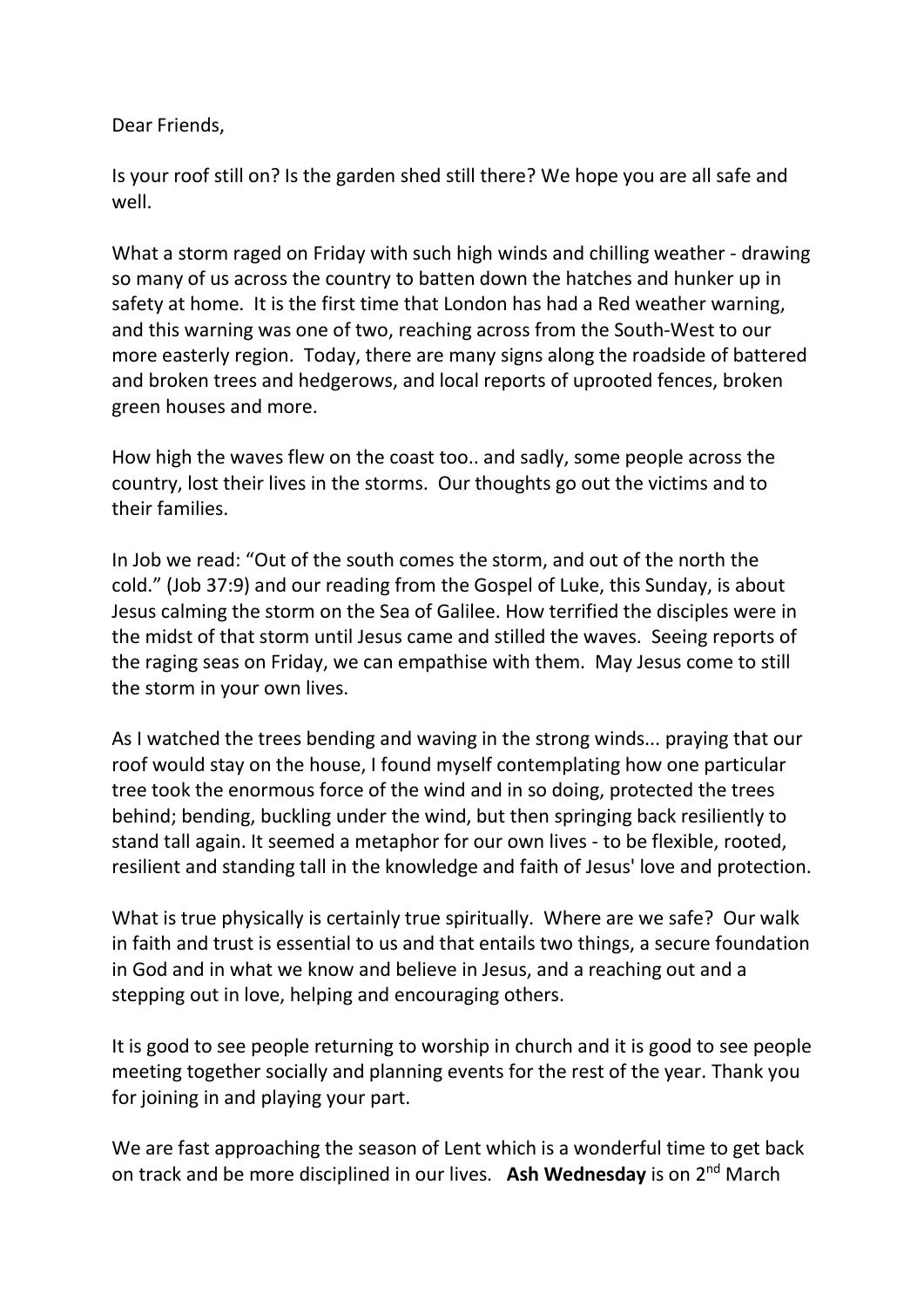Dear Friends,

Is your roof still on? Is the garden shed still there? We hope you are all safe and well.

What a storm raged on Friday with such high winds and chilling weather - drawing so many of us across the country to batten down the hatches and hunker up in safety at home. It is the first time that London has had a Red weather warning, and this warning was one of two, reaching across from the South-West to our more easterly region. Today, there are many signs along the roadside of battered and broken trees and hedgerows, and local reports of uprooted fences, broken green houses and more.

How high the waves flew on the coast too.. and sadly, some people across the country, lost their lives in the storms. Our thoughts go out the victims and to their families.

In Job we read: "Out of the south comes the storm, and out of the north the cold." (Job 37:9) and our reading from the Gospel of Luke, this Sunday, is about Jesus calming the storm on the Sea of Galilee. How terrified the disciples were in the midst of that storm until Jesus came and stilled the waves. Seeing reports of the raging seas on Friday, we can empathise with them. May Jesus come to still the storm in your own lives.

As I watched the trees bending and waving in the strong winds... praying that our roof would stay on the house, I found myself contemplating how one particular tree took the enormous force of the wind and in so doing, protected the trees behind; bending, buckling under the wind, but then springing back resiliently to stand tall again. It seemed a metaphor for our own lives - to be flexible, rooted, resilient and standing tall in the knowledge and faith of Jesus' love and protection.

What is true physically is certainly true spiritually. Where are we safe? Our walk in faith and trust is essential to us and that entails two things, a secure foundation in God and in what we know and believe in Jesus, and a reaching out and a stepping out in love, helping and encouraging others.

It is good to see people returning to worship in church and it is good to see people meeting together socially and planning events for the rest of the year. Thank you for joining in and playing your part.

We are fast approaching the season of Lent which is a wonderful time to get back on track and be more disciplined in our lives. **Ash Wednesday** is on 2nd March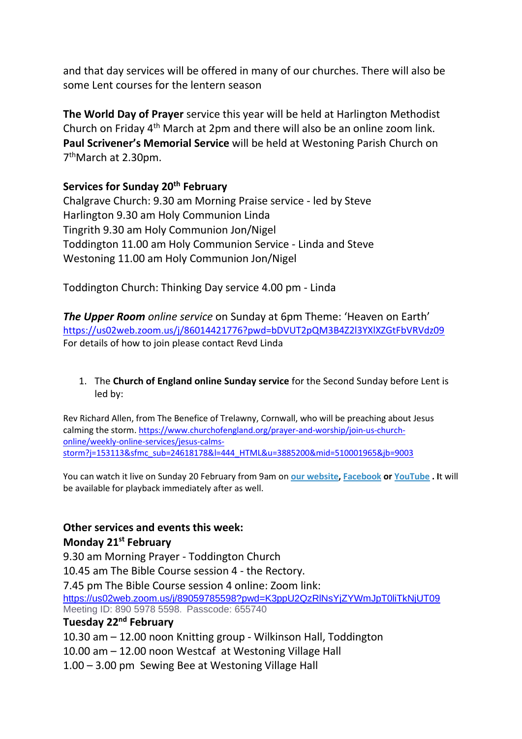and that day services will be offered in many of our churches. There will also be some Lent courses for the lentern season

**The World Day of Prayer** service this year will be held at Harlington Methodist Church on Friday 4th March at 2pm and there will also be an online zoom link.
**Paul Scrivener's Memorial Service** will be held at Westoning Parish Church on 7thMarch at 2.30pm.

**Services for Sunday 20th February**
Chalgrave Church: 9.30 am Morning Praise service - led by Steve
Harlington 9.30 am Holy Communion Linda
Tingrith 9.30 am Holy Communion Jon/Nigel
Toddington 11.00 am Holy Communion Service - Linda and Steve
Westoning 11.00 am Holy Communion Jon/Nigel

Toddington Church: Thinking Day service 4.00 pm - Linda

***The Upper Room*** *online service* on Sunday at 6pm Theme: 'Heaven on Earth'
https://us02web.zoom.us/j/86014421776?pwd=bDVUT2pQM3B4Z2l3YXlXZGtFbVRVdz09
For details of how to join please contact Revd Linda

1. The **Church of England online Sunday service** for the Second Sunday before Lent is led by:

Rev Richard Allen, from The Benefice of Trelawny, Cornwall, who will be preaching about Jesus calming the storm. https://www.churchofengland.org/prayer-and-worship/join-us-church-online/weekly-online-services/jesus-calms-storm?j=153113&sfmc_sub=24618178&l=444_HTML&u=3885200&mid=510001965&jb=9003

You can watch it live on Sunday 20 February from 9am on **our website**, **Facebook** or **YouTube** . It will be available for playback immediately after as well.

**Other services and events this week:**

**Monday 21st February**
9.30 am Morning Prayer - Toddington Church
10.45 am The Bible Course session 4 - the Rectory.
7.45 pm The Bible Course session 4 online: Zoom link:
https://us02web.zoom.us/j/89059785598?pwd=K3ppU2QzRlNsYjZYWmJpT0liTkNjUT09
Meeting ID: 890 5978 5598. Passcode: 655740

**Tuesday 22nd February**
10.30 am – 12.00 noon Knitting group - Wilkinson Hall, Toddington
10.00 am – 12.00 noon Westcaf at Westoning Village Hall
1.00 – 3.00 pm Sewing Bee at Westoning Village Hall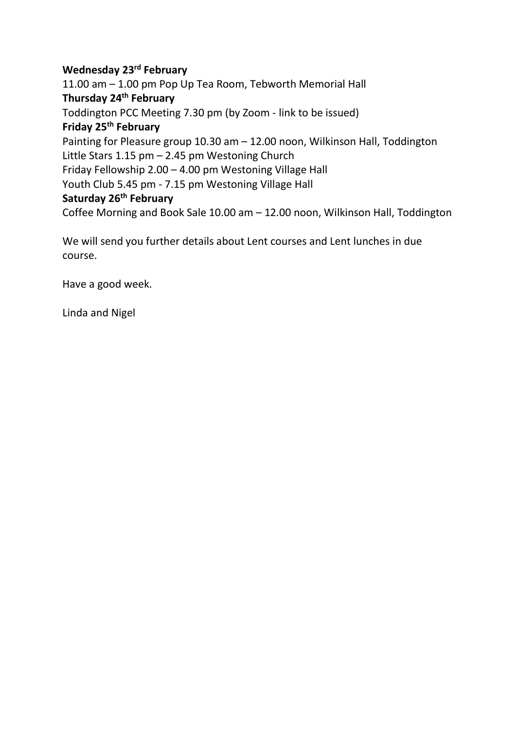**Wednesday 23rd February**
11.00 am – 1.00 pm Pop Up Tea Room, Tebworth Memorial Hall
**Thursday 24th February**
Toddington PCC Meeting 7.30 pm (by Zoom - link to be issued)
**Friday 25th February**
Painting for Pleasure group 10.30 am – 12.00 noon, Wilkinson Hall, Toddington
Little Stars 1.15 pm – 2.45 pm Westoning Church
Friday Fellowship 2.00 – 4.00 pm Westoning Village Hall
Youth Club 5.45 pm - 7.15 pm Westoning Village Hall
**Saturday 26th February**
Coffee Morning and Book Sale 10.00 am – 12.00 noon, Wilkinson Hall, Toddington

We will send you further details about Lent courses and Lent lunches in due course.

Have a good week.

Linda and Nigel